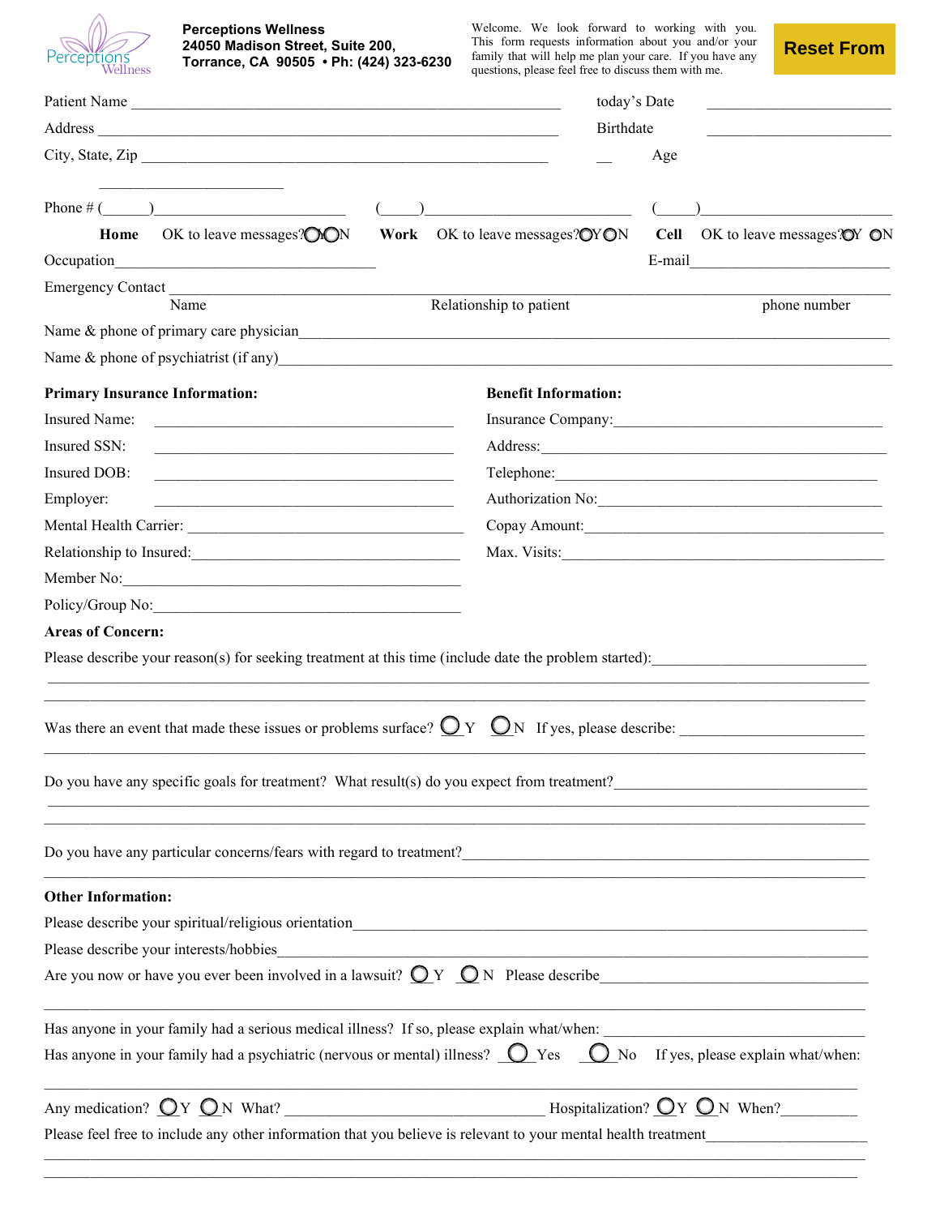**Perceptions Wellness**
**24050 Madison Street, Suite 200,**
**Torrance, CA 90505 • Ph: (424) 323-6230**

Welcome. We look forward to working with you. This form requests information about you and/or your family that will help me plan your care. If you have any questions, please feel free to discuss them with me.

**Reset From**

Patient Name ______________________________________________ today's Date ____________________

Address ______________________________________________ Birthdate ____________________

City, State, Zip ______________________________________________ __ Age

____________________

Phone # (_____)____________________ (_____)____________________ (_____)____________________

**Home** OK to leave messages? ◯Y ◯N **Work** OK to leave messages? ◯Y ◯N **Cell** OK to leave messages? ◯Y ◯N

Occupation____________________________ E-mail____________________________

Emergency Contact ______________________________________________________________________
Name Relationship to patient phone number

Name & phone of primary care physician______________________________________________________

Name & phone of psychiatrist (if any)______________________________________________________

**Primary Insurance Information:**

Insured Name: ______________________________

Insured SSN: ______________________________

Insured DOB: ______________________________

Employer: ______________________________

Mental Health Carrier: ______________________________

Relationship to Insured:______________________________

Member No:______________________________

Policy/Group No:______________________________

**Benefit Information:**

Insurance Company:______________________________

Address:______________________________

Telephone:______________________________

Authorization No:______________________________

Copay Amount:______________________________

Max. Visits:______________________________

**Areas of Concern:**

Please describe your reason(s) for seeking treatment at this time (include date the problem started):____________________
______________________________________________________________________
______________________________________________________________________

Was there an event that made these issues or problems surface? ◯ Y ◯ N If yes, please describe: ____________________
______________________________________________________________________

Do you have any specific goals for treatment? What result(s) do you expect from treatment?____________________
______________________________________________________________________
______________________________________________________________________

Do you have any particular concerns/fears with regard to treatment?____________________
______________________________________________________________________

**Other Information:**

Please describe your spiritual/religious orientation______________________________________________

Please describe your interests/hobbies______________________________________________

Are you now or have you ever been involved in a lawsuit? ◯ Y ◯ N Please describe____________________
______________________________________________________________________

Has anyone in your family had a serious medical illness? If so, please explain what/when: ____________________

Has anyone in your family had a psychiatric (nervous or mental) illness? ◯ Yes ◯ No If yes, please explain what/when:
______________________________________________________________________

Any medication? ◯ Y ◯ N What? ______________________ Hospitalization? ◯ Y ◯ N When?__________

Please feel free to include any other information that you believe is relevant to your mental health treatment____________________
______________________________________________________________________
______________________________________________________________________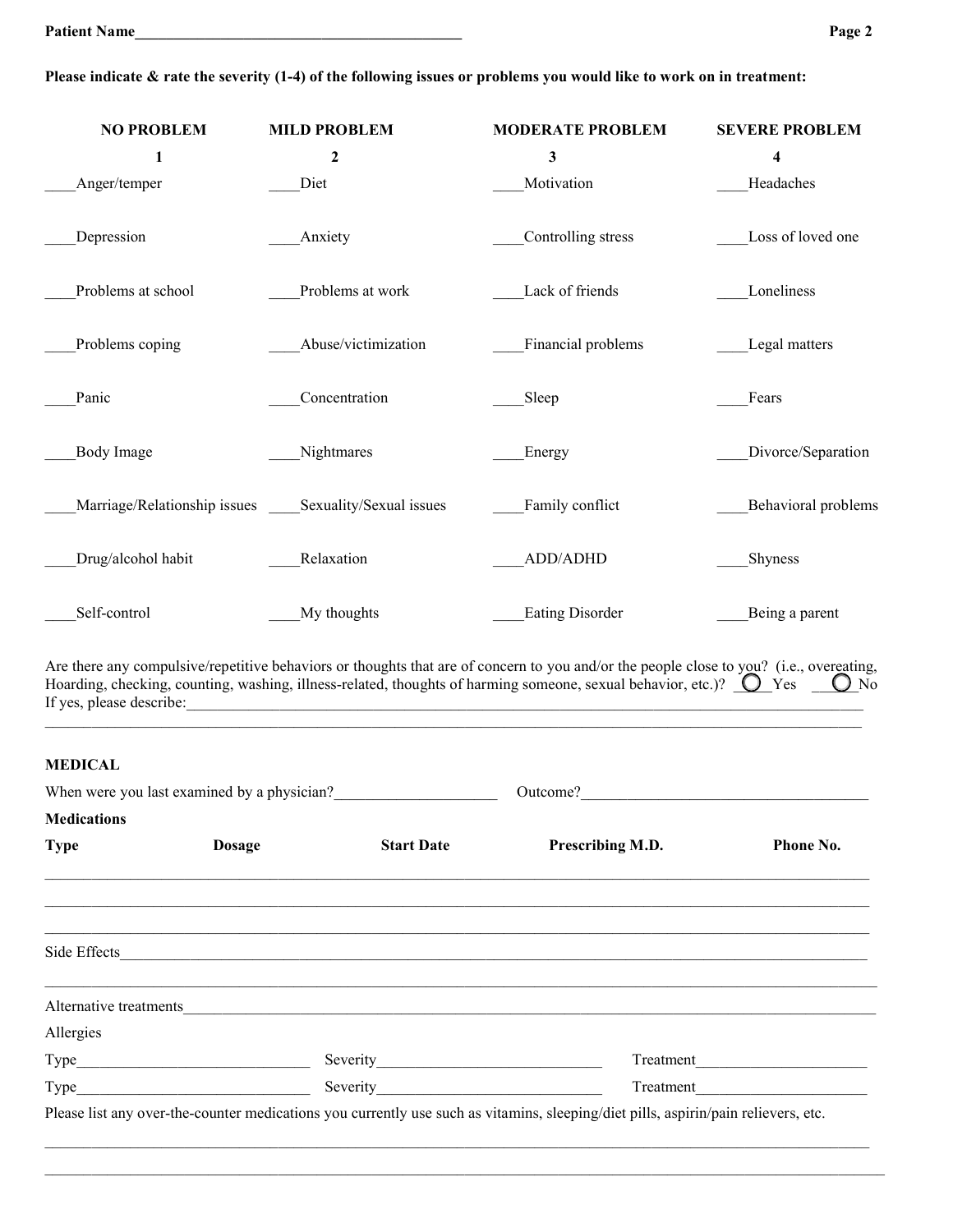Patient Name\_\_\_\_\_\_\_\_\_\_\_\_\_\_\_\_\_\_\_\_\_\_\_\_\_\_\_\_\_\_\_\_\_\_\_\_\_\_\_\_\_\_

**Please indicate & rate the severity (1-4) of the following issues or problems you would like to work on in treatment:**

| NO PROBLEM 1 | MILD PROBLEM 2 | MODERATE PROBLEM 3 | SEVERE PROBLEM 4 |
|---|---|---|---|
| \_\_\_\_Anger/temper | \_\_\_\_Diet | \_\_\_\_Motivation | \_\_\_\_Headaches |
| \_\_\_\_Depression | \_\_\_\_Anxiety | \_\_\_\_Controlling stress | \_\_\_\_Loss of loved one |
| \_\_\_\_Problems at school | \_\_\_\_Problems at work | \_\_\_\_Lack of friends | \_\_\_\_Loneliness |
| \_\_\_\_Problems coping | \_\_\_\_Abuse/victimization | \_\_\_\_Financial problems | \_\_\_\_Legal matters |
| \_\_\_\_Panic | \_\_\_\_Concentration | \_\_\_\_Sleep | \_\_\_\_Fears |
| \_\_\_\_Body Image | \_\_\_\_Nightmares | \_\_\_\_Energy | \_\_\_\_Divorce/Separation |
| \_\_\_\_Marriage/Relationship issues | \_\_\_\_Sexuality/Sexual issues | \_\_\_\_Family conflict | \_\_\_\_Behavioral problems |
| \_\_\_\_Drug/alcohol habit | \_\_\_\_Relaxation | \_\_\_\_ADD/ADHD | \_\_\_\_Shyness |
| \_\_\_\_Self-control | \_\_\_\_My thoughts | \_\_\_\_Eating Disorder | \_\_\_\_Being a parent |

Are there any compulsive/repetitive behaviors or thoughts that are of concern to you and/or the people close to you? (i.e., overeating, Hoarding, checking, counting, washing, illness-related, thoughts of harming someone, sexual behavior, etc.)? ○ Yes ○ No

If yes, please describe:\_\_\_\_\_\_\_\_\_\_\_\_\_\_\_\_\_\_\_\_\_\_\_\_\_\_\_\_\_\_\_\_\_\_\_\_\_\_\_\_\_\_\_\_\_\_\_\_\_\_\_\_\_\_\_\_\_\_\_\_

\_\_\_\_\_\_\_\_\_\_\_\_\_\_\_\_\_\_\_\_\_\_\_\_\_\_\_\_\_\_\_\_\_\_\_\_\_\_\_\_\_\_\_\_\_\_\_\_\_\_\_\_\_\_\_\_\_\_\_\_\_\_\_\_\_\_\_\_\_\_\_\_\_\_\_\_\_\_\_\_

## MEDICAL

When were you last examined by a physician?\_\_\_\_\_\_\_\_\_\_\_\_\_\_\_\_\_\_\_\_ Outcome?\_\_\_\_\_\_\_\_\_\_\_\_\_\_\_\_\_\_\_\_\_\_\_\_\_\_\_\_\_\_\_\_\_\_\_\_\_\_

**Medications**

| Type | Dosage | Start Date | Prescribing M.D. | Phone No. |
|---|---|---|---|---|
| | | | | |
| | | | | |
| | | | | |

Side Effects\_\_\_\_\_\_\_\_\_\_\_\_\_\_\_\_\_\_\_\_\_\_\_\_\_\_\_\_\_\_\_\_\_\_\_\_\_\_\_\_\_\_\_\_\_\_\_\_\_\_\_\_\_\_\_\_\_\_\_\_\_\_\_\_\_\_\_\_\_\_\_\_\_\_\_\_

\_\_\_\_\_\_\_\_\_\_\_\_\_\_\_\_\_\_\_\_\_\_\_\_\_\_\_\_\_\_\_\_\_\_\_\_\_\_\_\_\_\_\_\_\_\_\_\_\_\_\_\_\_\_\_\_\_\_\_\_\_\_\_\_\_\_\_\_\_\_\_\_\_\_\_\_\_\_\_\_

Alternative treatments\_\_\_\_\_\_\_\_\_\_\_\_\_\_\_\_\_\_\_\_\_\_\_\_\_\_\_\_\_\_\_\_\_\_\_\_\_\_\_\_\_\_\_\_\_\_\_\_\_\_\_\_\_\_\_\_\_\_\_\_\_\_\_\_\_\_\_\_

Allergies

Type\_\_\_\_\_\_\_\_\_\_\_\_\_\_\_\_\_\_\_\_\_\_\_\_\_\_\_\_\_\_ Severity\_\_\_\_\_\_\_\_\_\_\_\_\_\_\_\_\_\_\_\_\_\_\_\_\_\_\_\_ Treatment\_\_\_\_\_\_\_\_\_\_\_\_\_\_\_\_\_\_\_\_\_\_

Type\_\_\_\_\_\_\_\_\_\_\_\_\_\_\_\_\_\_\_\_\_\_\_\_\_\_\_\_\_\_ Severity\_\_\_\_\_\_\_\_\_\_\_\_\_\_\_\_\_\_\_\_\_\_\_\_\_\_\_\_ Treatment\_\_\_\_\_\_\_\_\_\_\_\_\_\_\_\_\_\_\_\_\_\_

Please list any over-the-counter medications you currently use such as vitamins, sleeping/diet pills, aspirin/pain relievers, etc.

\_\_\_\_\_\_\_\_\_\_\_\_\_\_\_\_\_\_\_\_\_\_\_\_\_\_\_\_\_\_\_\_\_\_\_\_\_\_\_\_\_\_\_\_\_\_\_\_\_\_\_\_\_\_\_\_\_\_\_\_\_\_\_\_\_\_\_\_\_\_\_\_\_\_\_\_\_\_\_\_

\_\_\_\_\_\_\_\_\_\_\_\_\_\_\_\_\_\_\_\_\_\_\_\_\_\_\_\_\_\_\_\_\_\_\_\_\_\_\_\_\_\_\_\_\_\_\_\_\_\_\_\_\_\_\_\_\_\_\_\_\_\_\_\_\_\_\_\_\_\_\_\_\_\_\_\_\_\_\_\_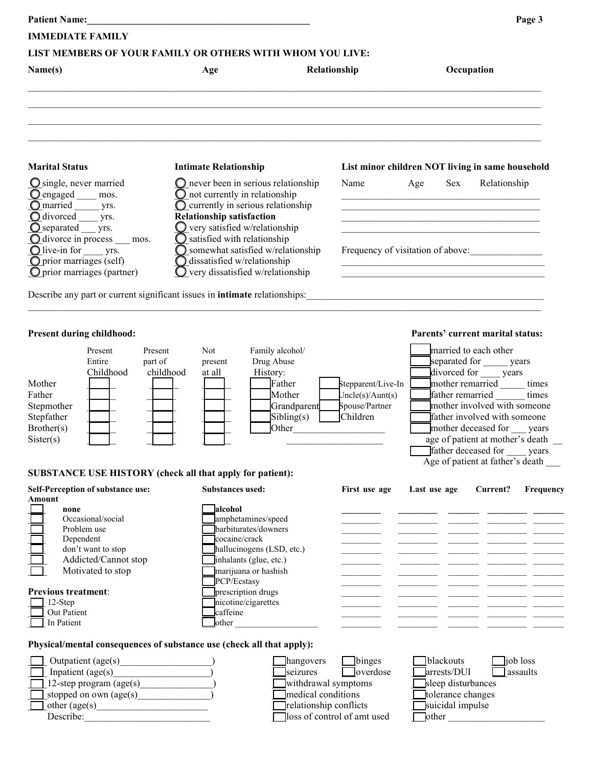**Patient Name:**_______________________________________________

**IMMEDIATE FAMILY**

**LIST MEMBERS OF YOUR FAMILY OR OTHERS WITH WHOM YOU LIVE:**

| Name(s) | Age | Relationship | Occupation |
|---|---|---|---|
| | | | |
| | | | |
| | | | |
| | | | |

**Marital Status**

- ◯ single, never married
- ◯ engaged ____ mos.
- ◯ married _____ yrs.
- ◯ divorced ____ yrs.
- ◯ separated ___ yrs.
- ◯ divorce in process ___ mos.
- ◯ live-in for ____ yrs.
- ◯ prior marriages (self)
- ◯ prior marriages (partner)

**Intimate Relationship**

- ◯ never been in serious relationship
- ◯ not currently in relationship
- ◯ currently in serious relationship

**Relationship satisfaction**

- ◯ very satisfied w/relationship
- ◯ satisfied with relationship
- ◯ somewhat satisfied w/relationship
- ◯ dissatisfied w/relationship
- ◯ very dissatisfied w/relationship

**List minor children NOT living in same household**

| Name | Age | Sex | Relationship |
|---|---|---|---|
| | | | |
| | | | |
| | | | |
| | | | |

Frequency of visitation of above:_______________

_________________________________________

_________________________________________

Describe any part or current significant issues in **intimate** relationships:_____________________________________________

_____________________________________________________________________________________________________

**Present during childhood:**

| | Present Entire Childhood | Present part of childhood | Not present at all |
|---|---|---|---|
| Mother | ☐ | ☐ | ☐ |
| Father | ☐ | ☐ | ☐ |
| Stepmother | ☐ | ☐ | ☐ |
| Stepfather | ☐ | ☐ | ☐ |
| Brother(s) | ☐ | ☐ | ☐ |
| Sister(s) | ☐ | ☐ | ☐ |

Family alcohol/ Drug Abuse History:

- ☐ Father
- ☐ Mother
- ☐ Grandparent
- ☐ Sibling(s)
- ☐ Other___________________
- ☐ Stepparent/Live-In
- ☐ Uncle(s)/Aunt(s)
- ☐ Spouse/Partner
- ☐ Children

____________________

**Parents' current marital status:**

- ☐ married to each other
- ☐ separated for _____ years
- ☐ divorced for ____ years
- ☐ mother remarried _____ times
- ☐ father remarried ______ times
- ☐ mother involved with someone
- ☐ father involved with someone
- ☐ mother deceased for ___ years
  - age of patient at mother's death __
- ☐ father deceased for ____ years
  - Age of patient at father's death ___

**SUBSTANCE USE HISTORY (check all that apply for patient):**

**Self-Perception of substance use: Amount**

- ☐ **none**
- ☐ Occasional/social
- ☐ Problem use
- ☐ Dependent
- ☐ don't want to stop
- ☐ Addicted/Cannot stop
- ☐ Motivated to stop

**Previous treatment**:

- ☐ 12-Step
- ☐ Out Patient
- ☐ In Patient

| Substances used: | First use age | Last use age | Current? | Frequency |
|---|---|---|---|---|
| ☐ **alcohol** | ________ | ________ | ______ | ________ ______ |
| ☐ amphetamines/speed | | | | |
| ☐ barbiturates/downers | | | | |
| ☐ cocaine/crack | | | | |
| ☐ hallucinogens (LSD, etc.) | | | | |
| ☐ inhalants (glue, etc.) | | | | |
| ☐ marijuana or hashish | | | | |
| ☐ PCP/Ecstasy | | | | |
| ☐ prescription drugs | | | | |
| ☐ nicotine/cigarettes | | | | |
| ☐ caffeine | | | | |
| ☐ other __________________ | | | | |

**Physical/mental consequences of substance use (check all that apply):**

- ☐ Outpatient (age(s)__________________)
- ☐ Inpatient (age(s)___________________)
- ☐ 12-step program (age(s)_______________)
- ☐ stopped on own (age(s)_______________)
- ☐ other (age(s)_______________________
  - Describe:_________________________

- ☐ hangovers
- ☐ binges
- ☐ seizures
- ☐ overdose
- ☐ withdrawal symptoms
- ☐ medical conditions
- ☐ relationship conflicts
- ☐ loss of control of amt used

- ☐ blackouts
- ☐ job loss
- ☐ arrests/DUI
- ☐ assaults
- ☐ sleep disturbances
- ☐ tolerance changes
- ☐ suicidal impulse
- ☐ other ___________________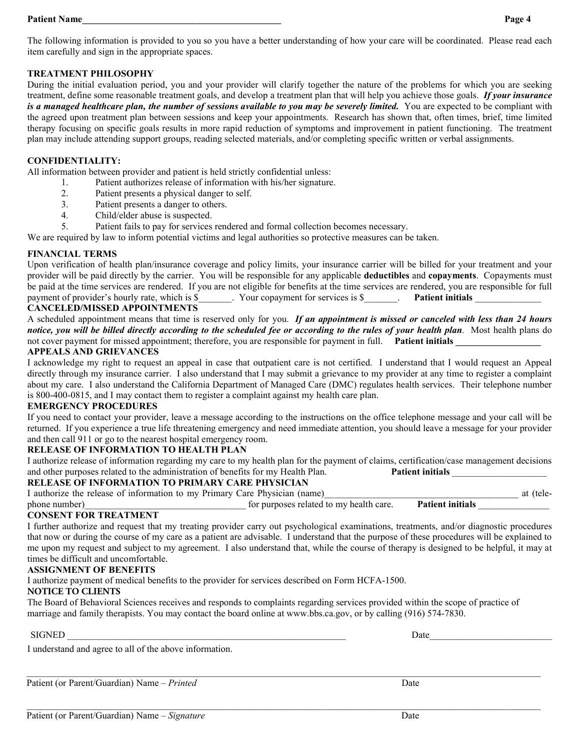Patient Name___________________________________________

The following information is provided to you so you have a better understanding of how your care will be coordinated. Please read each item carefully and sign in the appropriate spaces.

**TREATMENT PHILOSOPHY**

During the initial evaluation period, you and your provider will clarify together the nature of the problems for which you are seeking treatment, define some reasonable treatment goals, and develop a treatment plan that will help you achieve those goals. ***If your insurance is a managed healthcare plan, the number of sessions available to you may be severely limited.*** You are expected to be compliant with the agreed upon treatment plan between sessions and keep your appointments. Research has shown that, often times, brief, time limited therapy focusing on specific goals results in more rapid reduction of symptoms and improvement in patient functioning. The treatment plan may include attending support groups, reading selected materials, and/or completing specific written or verbal assignments.

**CONFIDENTIALITY:**

All information between provider and patient is held strictly confidential unless:

1. Patient authorizes release of information with his/her signature.
2. Patient presents a physical danger to self.
3. Patient presents a danger to others.
4. Child/elder abuse is suspected.
5. Patient fails to pay for services rendered and formal collection becomes necessary.

We are required by law to inform potential victims and legal authorities so protective measures can be taken.

**FINANCIAL TERMS**

Upon verification of health plan/insurance coverage and policy limits, your insurance carrier will be billed for your treatment and your provider will be paid directly by the carrier. You will be responsible for any applicable **deductibles** and **copayments**. Copayments must be paid at the time services are rendered. If you are not eligible for benefits at the time services are rendered, you are responsible for full payment of provider's hourly rate, which is $_______. Your copayment for services is $_______. **Patient initials** ______________

**CANCELED/MISSED APPOINTMENTS**

A scheduled appointment means that time is reserved only for you. ***If an appointment is missed or canceled with less than 24 hours notice, you will be billed directly according to the scheduled fee or according to the rules of your health plan***. Most health plans do not cover payment for missed appointment; therefore, you are responsible for payment in full. **Patient initials __________________**

**APPEALS AND GRIEVANCES**

I acknowledge my right to request an appeal in case that outpatient care is not certified. I understand that I would request an Appeal directly through my insurance carrier. I also understand that I may submit a grievance to my provider at any time to register a complaint about my care. I also understand the California Department of Managed Care (DMC) regulates health services. Their telephone number is 800-400-0815, and I may contact them to register a complaint against my health care plan.

**EMERGENCY PROCEDURES**

If you need to contact your provider, leave a message according to the instructions on the office telephone message and your call will be returned. If you experience a true life threatening emergency and need immediate attention, you should leave a message for your provider and then call 911 or go to the nearest hospital emergency room.

**RELEASE OF INFORMATION TO HEALTH PLAN**

I authorize release of information regarding my care to my health plan for the payment of claims, certification/case management decisions and other purposes related to the administration of benefits for my Health Plan. **Patient initials** ____________________

**RELEASE OF INFORMATION TO PRIMARY CARE PHYSICIAN**

I authorize the release of information to my Primary Care Physician (name)__________________________________________ at (telephone number)__________________________________ for purposes related to my health care. **Patient initials** _______________

**CONSENT FOR TREATMENT**

I further authorize and request that my treating provider carry out psychological examinations, treatments, and/or diagnostic procedures that now or during the course of my care as a patient are advisable. I understand that the purpose of these procedures will be explained to me upon my request and subject to my agreement. I also understand that, while the course of therapy is designed to be helpful, it may at times be difficult and uncomfortable.

**ASSIGNMENT OF BENEFITS**

I authorize payment of medical benefits to the provider for services described on Form HCFA-1500.

**NOTICE TO CLIENTS**

The Board of Behavioral Sciences receives and responds to complaints regarding services provided within the scope of practice of marriage and family therapists. You may contact the board online at www.bbs.ca.gov, or by calling (916) 574-7830.

SIGNED ______________________________________________________________ Date__________________________

I understand and agree to all of the above information.

_____________________________________________________________________________________________

Patient (or Parent/Guardian) Name – *Printed* Date

_____________________________________________________________________________________________

Patient (or Parent/Guardian) Name – *Signature* Date